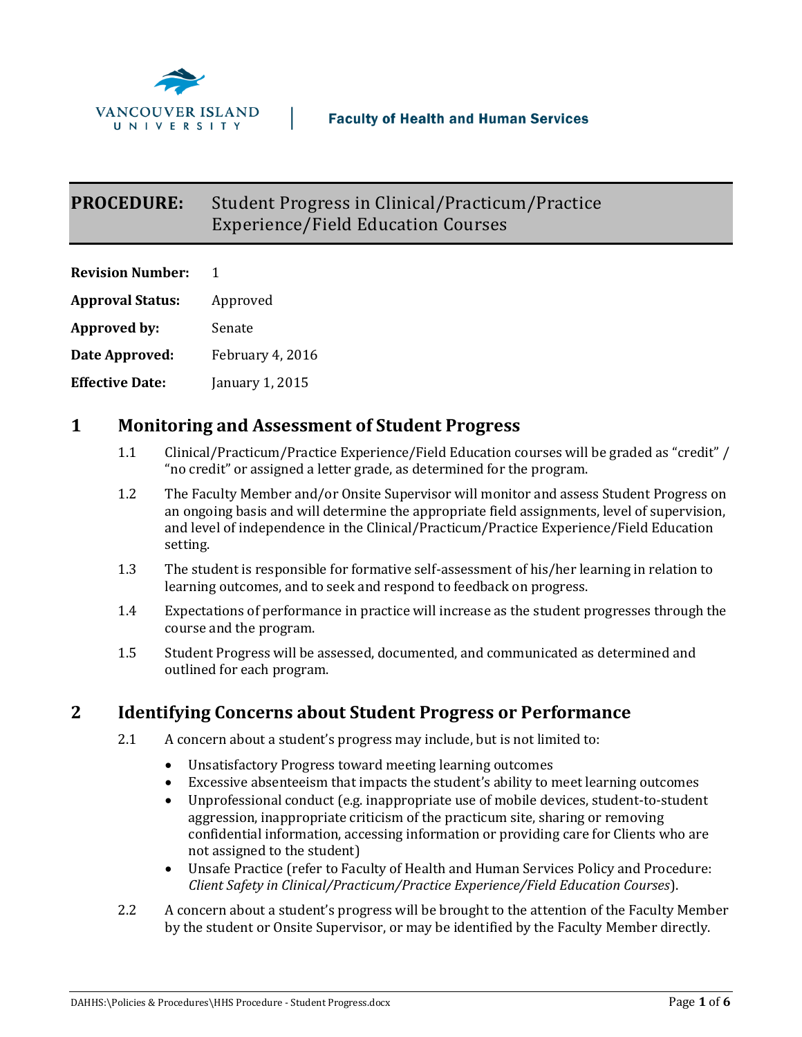VANCOUVER ISLAND UNIVERSITY | Faculty of Health and Human Services

# PROCEDURE: Student Progress in Clinical/Practicum/Practice Experience/Field Education Courses

**Revision Number:** 1

**Approval Status:** Approved

**Approved by:** Senate

**Date Approved:** February 4, 2016

**Effective Date:** January 1, 2015

## 1 Monitoring and Assessment of Student Progress

1.1 Clinical/Practicum/Practice Experience/Field Education courses will be graded as "credit" / "no credit" or assigned a letter grade, as determined for the program.

1.2 The Faculty Member and/or Onsite Supervisor will monitor and assess Student Progress on an ongoing basis and will determine the appropriate field assignments, level of supervision, and level of independence in the Clinical/Practicum/Practice Experience/Field Education setting.

1.3 The student is responsible for formative self-assessment of his/her learning in relation to learning outcomes, and to seek and respond to feedback on progress.

1.4 Expectations of performance in practice will increase as the student progresses through the course and the program.

1.5 Student Progress will be assessed, documented, and communicated as determined and outlined for each program.

## 2 Identifying Concerns about Student Progress or Performance

2.1 A concern about a student's progress may include, but is not limited to:

- Unsatisfactory Progress toward meeting learning outcomes
- Excessive absenteeism that impacts the student's ability to meet learning outcomes
- Unprofessional conduct (e.g. inappropriate use of mobile devices, student-to-student aggression, inappropriate criticism of the practicum site, sharing or removing confidential information, accessing information or providing care for Clients who are not assigned to the student)
- Unsafe Practice (refer to Faculty of Health and Human Services Policy and Procedure: *Client Safety in Clinical/Practicum/Practice Experience/Field Education Courses*).

2.2 A concern about a student's progress will be brought to the attention of the Faculty Member by the student or Onsite Supervisor, or may be identified by the Faculty Member directly.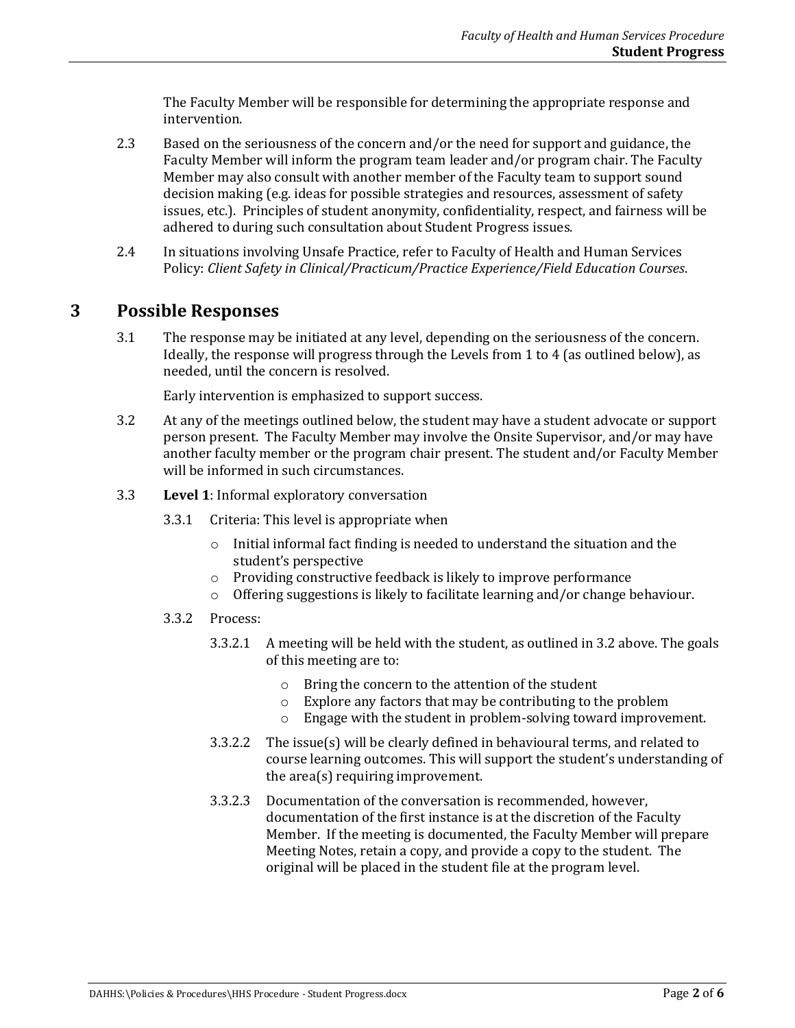The Faculty Member will be responsible for determining the appropriate response and intervention.

2.3 Based on the seriousness of the concern and/or the need for support and guidance, the Faculty Member will inform the program team leader and/or program chair. The Faculty Member may also consult with another member of the Faculty team to support sound decision making (e.g. ideas for possible strategies and resources, assessment of safety issues, etc.). Principles of student anonymity, confidentiality, respect, and fairness will be adhered to during such consultation about Student Progress issues.

2.4 In situations involving Unsafe Practice, refer to Faculty of Health and Human Services Policy: *Client Safety in Clinical/Practicum/Practice Experience/Field Education Courses*.

# 3 Possible Responses

3.1 The response may be initiated at any level, depending on the seriousness of the concern. Ideally, the response will progress through the Levels from 1 to 4 (as outlined below), as needed, until the concern is resolved.

Early intervention is emphasized to support success.

3.2 At any of the meetings outlined below, the student may have a student advocate or support person present. The Faculty Member may involve the Onsite Supervisor, and/or may have another faculty member or the program chair present. The student and/or Faculty Member will be informed in such circumstances.

3.3 **Level 1**: Informal exploratory conversation

3.3.1 Criteria: This level is appropriate when

- Initial informal fact finding is needed to understand the situation and the student's perspective
- Providing constructive feedback is likely to improve performance
- Offering suggestions is likely to facilitate learning and/or change behaviour.

3.3.2 Process:

3.3.2.1 A meeting will be held with the student, as outlined in 3.2 above. The goals of this meeting are to:

- Bring the concern to the attention of the student
- Explore any factors that may be contributing to the problem
- Engage with the student in problem-solving toward improvement.

3.3.2.2 The issue(s) will be clearly defined in behavioural terms, and related to course learning outcomes. This will support the student's understanding of the area(s) requiring improvement.

3.3.2.3 Documentation of the conversation is recommended, however, documentation of the first instance is at the discretion of the Faculty Member. If the meeting is documented, the Faculty Member will prepare Meeting Notes, retain a copy, and provide a copy to the student. The original will be placed in the student file at the program level.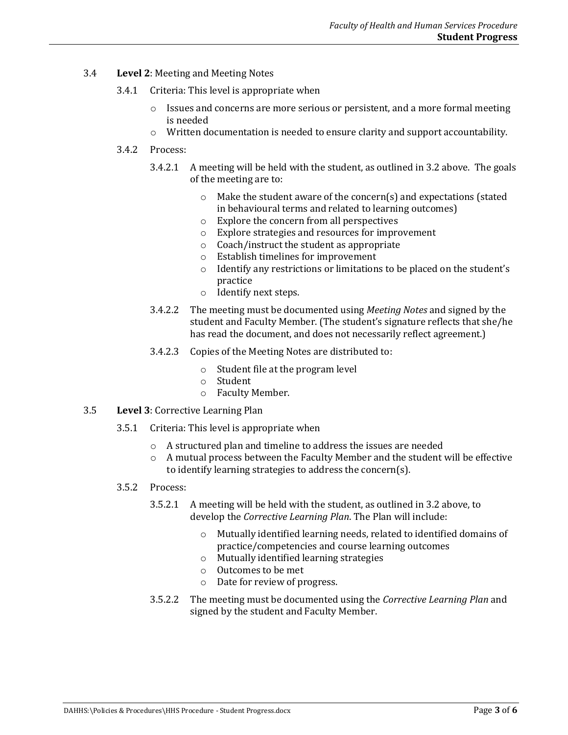3.4 **Level 2**: Meeting and Meeting Notes

3.4.1 Criteria: This level is appropriate when

- Issues and concerns are more serious or persistent, and a more formal meeting is needed
- Written documentation is needed to ensure clarity and support accountability.

3.4.2 Process:

3.4.2.1 A meeting will be held with the student, as outlined in 3.2 above. The goals of the meeting are to:

- Make the student aware of the concern(s) and expectations (stated in behavioural terms and related to learning outcomes)
- Explore the concern from all perspectives
- Explore strategies and resources for improvement
- Coach/instruct the student as appropriate
- Establish timelines for improvement
- Identify any restrictions or limitations to be placed on the student's practice
- Identify next steps.

3.4.2.2 The meeting must be documented using *Meeting Notes* and signed by the student and Faculty Member. (The student's signature reflects that she/he has read the document, and does not necessarily reflect agreement.)

3.4.2.3 Copies of the Meeting Notes are distributed to:

- Student file at the program level
- Student
- Faculty Member.

3.5 **Level 3**: Corrective Learning Plan

3.5.1 Criteria: This level is appropriate when

- A structured plan and timeline to address the issues are needed
- A mutual process between the Faculty Member and the student will be effective to identify learning strategies to address the concern(s).

3.5.2 Process:

3.5.2.1 A meeting will be held with the student, as outlined in 3.2 above, to develop the *Corrective Learning Plan*. The Plan will include:

- Mutually identified learning needs, related to identified domains of practice/competencies and course learning outcomes
- Mutually identified learning strategies
- Outcomes to be met
- Date for review of progress.

3.5.2.2 The meeting must be documented using the *Corrective Learning Plan* and signed by the student and Faculty Member.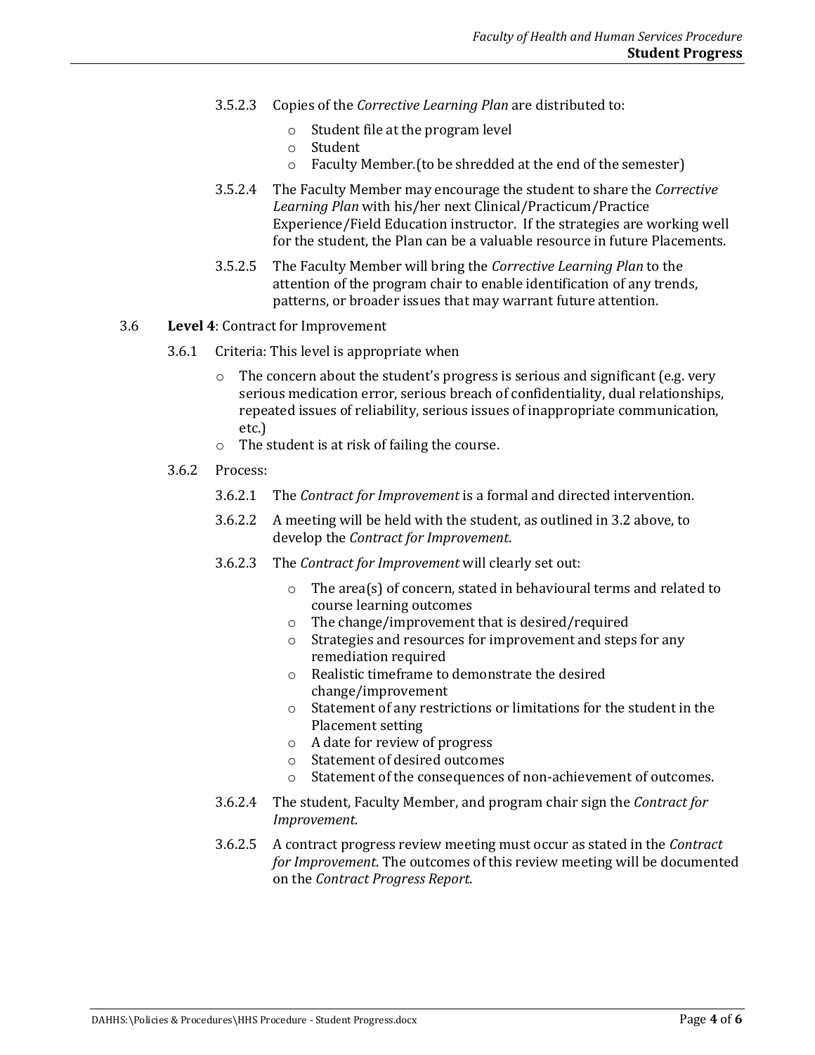3.5.2.3 Copies of the *Corrective Learning Plan* are distributed to:

- Student file at the program level
- Student
- Faculty Member.(to be shredded at the end of the semester)

3.5.2.4 The Faculty Member may encourage the student to share the *Corrective Learning Plan* with his/her next Clinical/Practicum/Practice Experience/Field Education instructor. If the strategies are working well for the student, the Plan can be a valuable resource in future Placements.

3.5.2.5 The Faculty Member will bring the *Corrective Learning Plan* to the attention of the program chair to enable identification of any trends, patterns, or broader issues that may warrant future attention.

3.6 **Level 4**: Contract for Improvement

3.6.1 Criteria: This level is appropriate when

- The concern about the student's progress is serious and significant (e.g. very serious medication error, serious breach of confidentiality, dual relationships, repeated issues of reliability, serious issues of inappropriate communication, etc.)
- The student is at risk of failing the course.

3.6.2 Process:

3.6.2.1 The *Contract for Improvement* is a formal and directed intervention.

3.6.2.2 A meeting will be held with the student, as outlined in 3.2 above, to develop the *Contract for Improvement*.

3.6.2.3 The *Contract for Improvement* will clearly set out:

- The area(s) of concern, stated in behavioural terms and related to course learning outcomes
- The change/improvement that is desired/required
- Strategies and resources for improvement and steps for any remediation required
- Realistic timeframe to demonstrate the desired change/improvement
- Statement of any restrictions or limitations for the student in the Placement setting
- A date for review of progress
- Statement of desired outcomes
- Statement of the consequences of non-achievement of outcomes.

3.6.2.4 The student, Faculty Member, and program chair sign the *Contract for Improvement*.

3.6.2.5 A contract progress review meeting must occur as stated in the *Contract for Improvement*. The outcomes of this review meeting will be documented on the *Contract Progress Report*.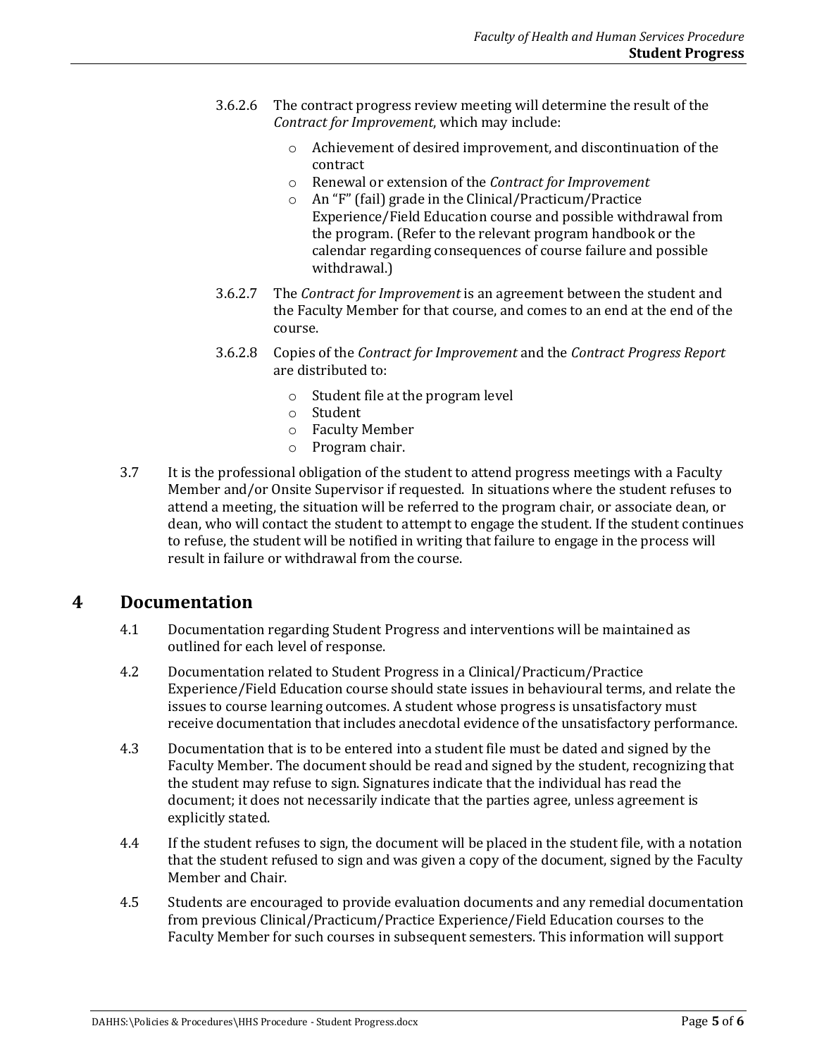3.6.2.6 The contract progress review meeting will determine the result of the *Contract for Improvement*, which may include:

- Achievement of desired improvement, and discontinuation of the contract
- Renewal or extension of the *Contract for Improvement*
- An "F" (fail) grade in the Clinical/Practicum/Practice Experience/Field Education course and possible withdrawal from the program. (Refer to the relevant program handbook or the calendar regarding consequences of course failure and possible withdrawal.)

3.6.2.7 The *Contract for Improvement* is an agreement between the student and the Faculty Member for that course, and comes to an end at the end of the course.

3.6.2.8 Copies of the *Contract for Improvement* and the *Contract Progress Report* are distributed to:

- Student file at the program level
- Student
- Faculty Member
- Program chair.

3.7 It is the professional obligation of the student to attend progress meetings with a Faculty Member and/or Onsite Supervisor if requested. In situations where the student refuses to attend a meeting, the situation will be referred to the program chair, or associate dean, or dean, who will contact the student to attempt to engage the student. If the student continues to refuse, the student will be notified in writing that failure to engage in the process will result in failure or withdrawal from the course.

# 4 Documentation

4.1 Documentation regarding Student Progress and interventions will be maintained as outlined for each level of response.

4.2 Documentation related to Student Progress in a Clinical/Practicum/Practice Experience/Field Education course should state issues in behavioural terms, and relate the issues to course learning outcomes. A student whose progress is unsatisfactory must receive documentation that includes anecdotal evidence of the unsatisfactory performance.

4.3 Documentation that is to be entered into a student file must be dated and signed by the Faculty Member. The document should be read and signed by the student, recognizing that the student may refuse to sign. Signatures indicate that the individual has read the document; it does not necessarily indicate that the parties agree, unless agreement is explicitly stated.

4.4 If the student refuses to sign, the document will be placed in the student file, with a notation that the student refused to sign and was given a copy of the document, signed by the Faculty Member and Chair.

4.5 Students are encouraged to provide evaluation documents and any remedial documentation from previous Clinical/Practicum/Practice Experience/Field Education courses to the Faculty Member for such courses in subsequent semesters. This information will support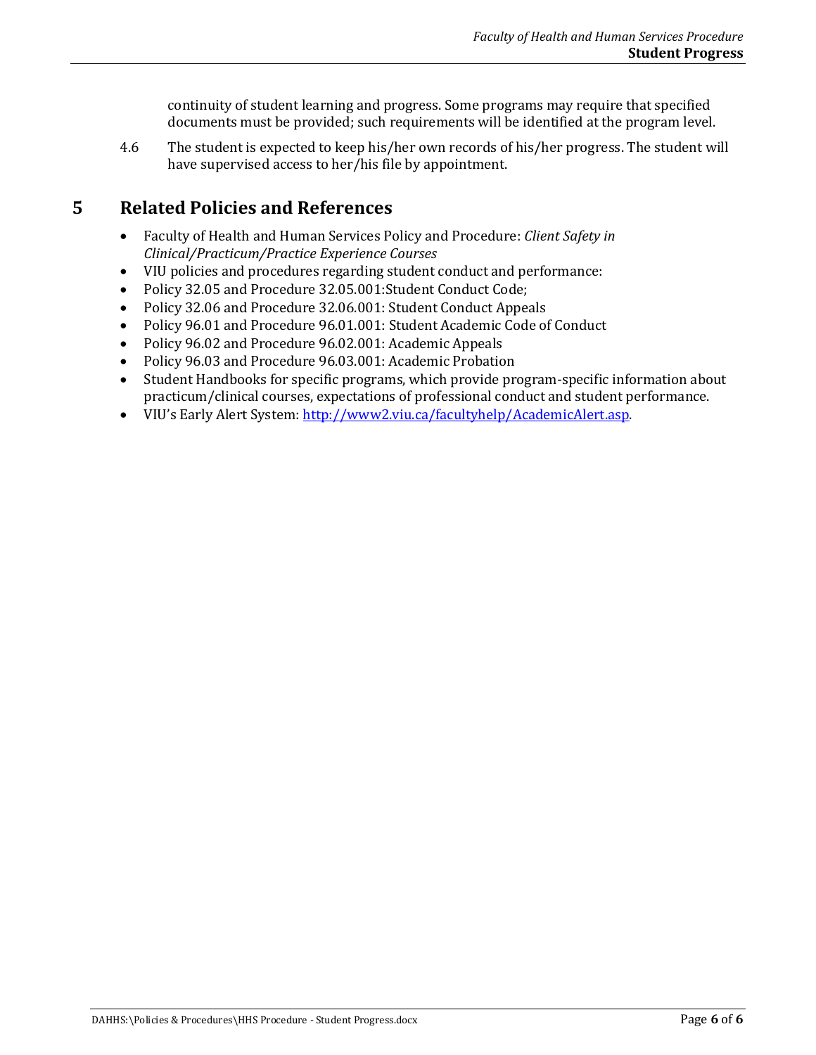continuity of student learning and progress. Some programs may require that specified documents must be provided; such requirements will be identified at the program level.

4.6 The student is expected to keep his/her own records of his/her progress. The student will have supervised access to her/his file by appointment.

## 5 Related Policies and References

- Faculty of Health and Human Services Policy and Procedure: *Client Safety in Clinical/Practicum/Practice Experience Courses*
- VIU policies and procedures regarding student conduct and performance:
- Policy 32.05 and Procedure 32.05.001:Student Conduct Code;
- Policy 32.06 and Procedure 32.06.001: Student Conduct Appeals
- Policy 96.01 and Procedure 96.01.001: Student Academic Code of Conduct
- Policy 96.02 and Procedure 96.02.001: Academic Appeals
- Policy 96.03 and Procedure 96.03.001: Academic Probation
- Student Handbooks for specific programs, which provide program-specific information about practicum/clinical courses, expectations of professional conduct and student performance.
- VIU's Early Alert System: [http://www2.viu.ca/facultyhelp/AcademicAlert.asp](http://www2.viu.ca/facultyhelp/AcademicAlert.asp).